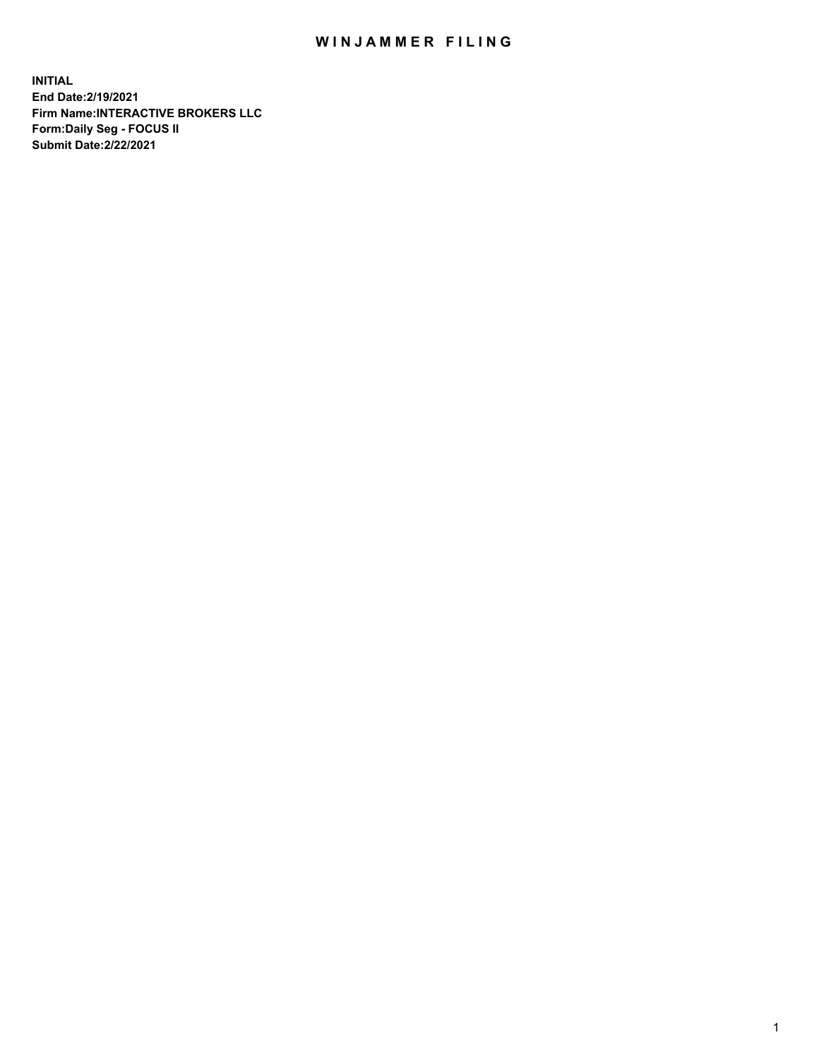# WINJAMMER FILING

**INITIAL**
**End Date:2/19/2021**
**Firm Name:INTERACTIVE BROKERS LLC**
**Form:Daily Seg - FOCUS II**
**Submit Date:2/22/2021**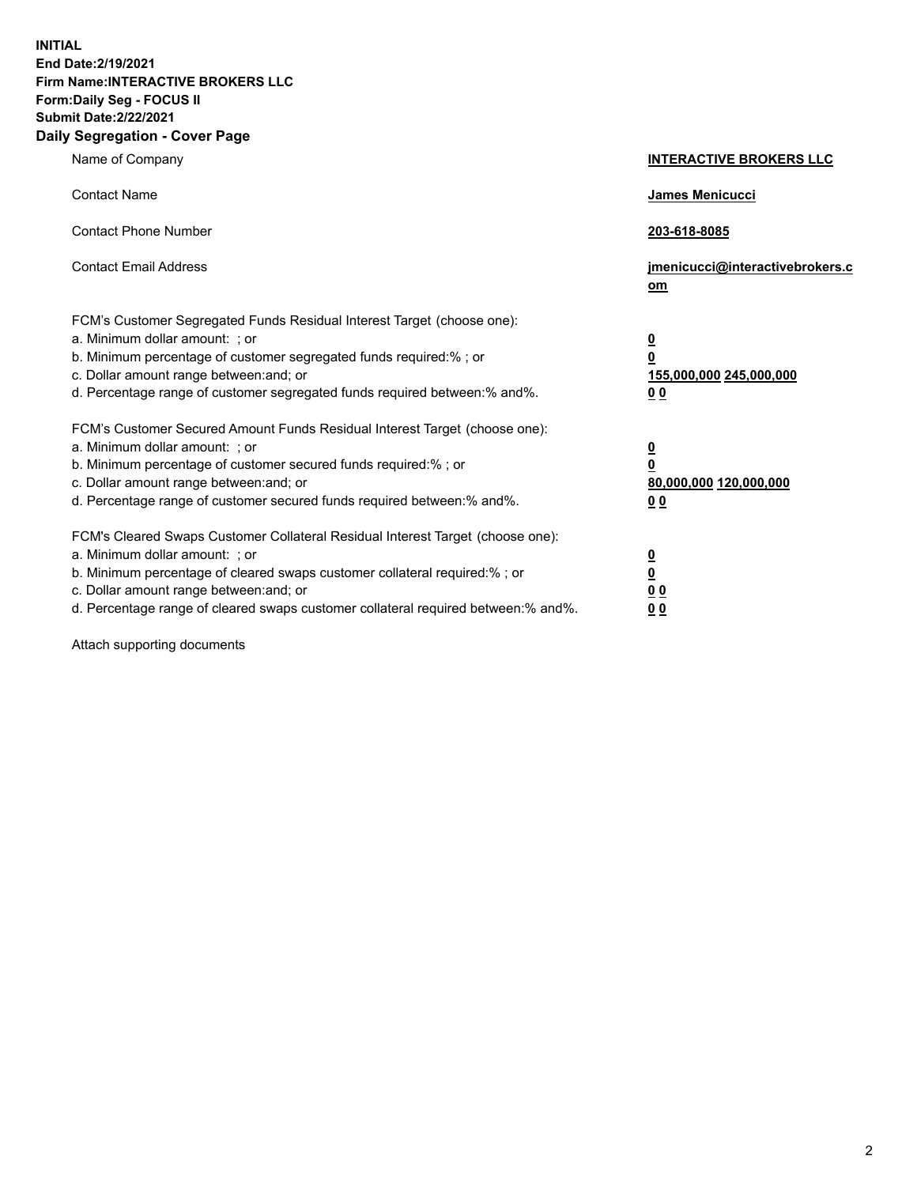**INITIAL**
**End Date:2/19/2021**
**Firm Name:INTERACTIVE BROKERS LLC**
**Form:Daily Seg - FOCUS II**
**Submit Date:2/22/2021**

## Daily Segregation - Cover Page

| | |
|---|---|
| Name of Company | **INTERACTIVE BROKERS LLC** |
| Contact Name | **James Menicucci** |
| Contact Phone Number | **203-618-8085** |
| Contact Email Address | **jmenicucci@interactivebrokers.com** |

FCM's Customer Segregated Funds Residual Interest Target (choose one):

| | |
|---|---|
| a. Minimum dollar amount: ; or | **0** |
| b. Minimum percentage of customer segregated funds required:% ; or | **0** |
| c. Dollar amount range between:and; or | **155,000,000 245,000,000** |
| d. Percentage range of customer segregated funds required between:% and%. | **0 0** |

FCM's Customer Secured Amount Funds Residual Interest Target (choose one):

| | |
|---|---|
| a. Minimum dollar amount: ; or | **0** |
| b. Minimum percentage of customer secured funds required:% ; or | **0** |
| c. Dollar amount range between:and; or | **80,000,000 120,000,000** |
| d. Percentage range of customer secured funds required between:% and%. | **0 0** |

FCM's Cleared Swaps Customer Collateral Residual Interest Target (choose one):

| | |
|---|---|
| a. Minimum dollar amount: ; or | **0** |
| b. Minimum percentage of cleared swaps customer collateral required:% ; or | **0** |
| c. Dollar amount range between:and; or | **0 0** |
| d. Percentage range of cleared swaps customer collateral required between:% and%. | **0 0** |

Attach supporting documents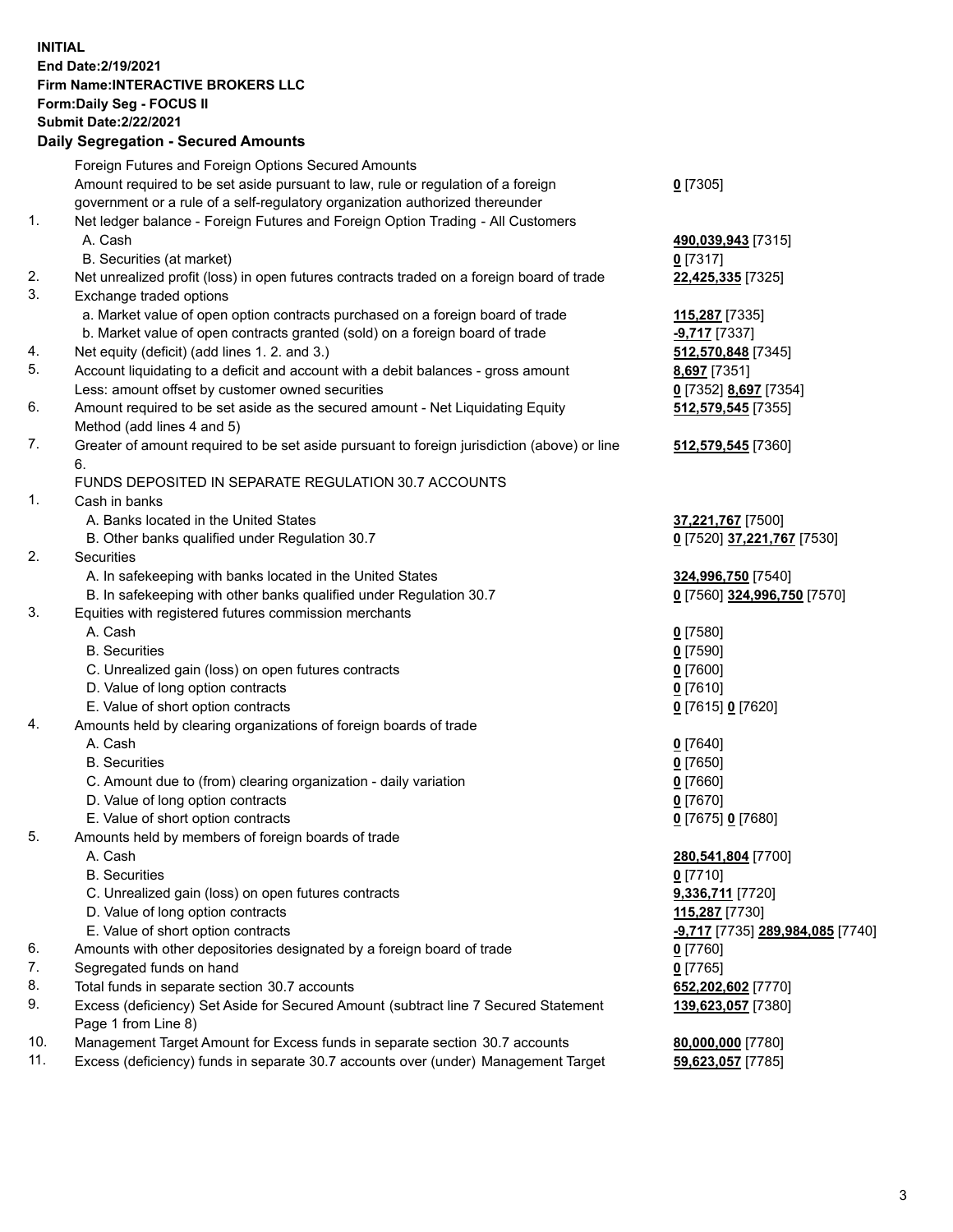**INITIAL**
**End Date:2/19/2021**
**Firm Name:INTERACTIVE BROKERS LLC**
**Form:Daily Seg - FOCUS II**
**Submit Date:2/22/2021**

**Daily Segregation - Secured Amounts**

| | | |
|---|---|---|
| | Foreign Futures and Foreign Options Secured Amounts | |
| | Amount required to be set aside pursuant to law, rule or regulation of a foreign government or a rule of a self-regulatory organization authorized thereunder | **0** [7305] |
| 1. | Net ledger balance - Foreign Futures and Foreign Option Trading - All Customers | |
| | A. Cash | **490,039,943** [7315] |
| | B. Securities (at market) | **0** [7317] |
| 2. | Net unrealized profit (loss) in open futures contracts traded on a foreign board of trade | **22,425,335** [7325] |
| 3. | Exchange traded options | |
| | a. Market value of open option contracts purchased on a foreign board of trade | **115,287** [7335] |
| | b. Market value of open contracts granted (sold) on a foreign board of trade | **-9,717** [7337] |
| 4. | Net equity (deficit) (add lines 1. 2. and 3.) | **512,570,848** [7345] |
| 5. | Account liquidating to a deficit and account with a debit balances - gross amount | **8,697** [7351] |
| | Less: amount offset by customer owned securities | **0** [7352] **8,697** [7354] |
| 6. | Amount required to be set aside as the secured amount - Net Liquidating Equity Method (add lines 4 and 5) | **512,579,545** [7355] |
| 7. | Greater of amount required to be set aside pursuant to foreign jurisdiction (above) or line 6. | **512,579,545** [7360] |
| | FUNDS DEPOSITED IN SEPARATE REGULATION 30.7 ACCOUNTS | |
| 1. | Cash in banks | |
| | A. Banks located in the United States | **37,221,767** [7500] |
| | B. Other banks qualified under Regulation 30.7 | **0** [7520] **37,221,767** [7530] |
| 2. | Securities | |
| | A. In safekeeping with banks located in the United States | **324,996,750** [7540] |
| | B. In safekeeping with other banks qualified under Regulation 30.7 | **0** [7560] **324,996,750** [7570] |
| 3. | Equities with registered futures commission merchants | |
| | A. Cash | **0** [7580] |
| | B. Securities | **0** [7590] |
| | C. Unrealized gain (loss) on open futures contracts | **0** [7600] |
| | D. Value of long option contracts | **0** [7610] |
| | E. Value of short option contracts | **0** [7615] **0** [7620] |
| 4. | Amounts held by clearing organizations of foreign boards of trade | |
| | A. Cash | **0** [7640] |
| | B. Securities | **0** [7650] |
| | C. Amount due to (from) clearing organization - daily variation | **0** [7660] |
| | D. Value of long option contracts | **0** [7670] |
| | E. Value of short option contracts | **0** [7675] **0** [7680] |
| 5. | Amounts held by members of foreign boards of trade | |
| | A. Cash | **280,541,804** [7700] |
| | B. Securities | **0** [7710] |
| | C. Unrealized gain (loss) on open futures contracts | **9,336,711** [7720] |
| | D. Value of long option contracts | **115,287** [7730] |
| | E. Value of short option contracts | **-9,717** [7735] **289,984,085** [7740] |
| 6. | Amounts with other depositories designated by a foreign board of trade | **0** [7760] |
| 7. | Segregated funds on hand | **0** [7765] |
| 8. | Total funds in separate section 30.7 accounts | **652,202,602** [7770] |
| 9. | Excess (deficiency) Set Aside for Secured Amount (subtract line 7 Secured Statement Page 1 from Line 8) | **139,623,057** [7380] |
| 10. | Management Target Amount for Excess funds in separate section 30.7 accounts | **80,000,000** [7780] |
| 11. | Excess (deficiency) funds in separate 30.7 accounts over (under) Management Target | **59,623,057** [7785] |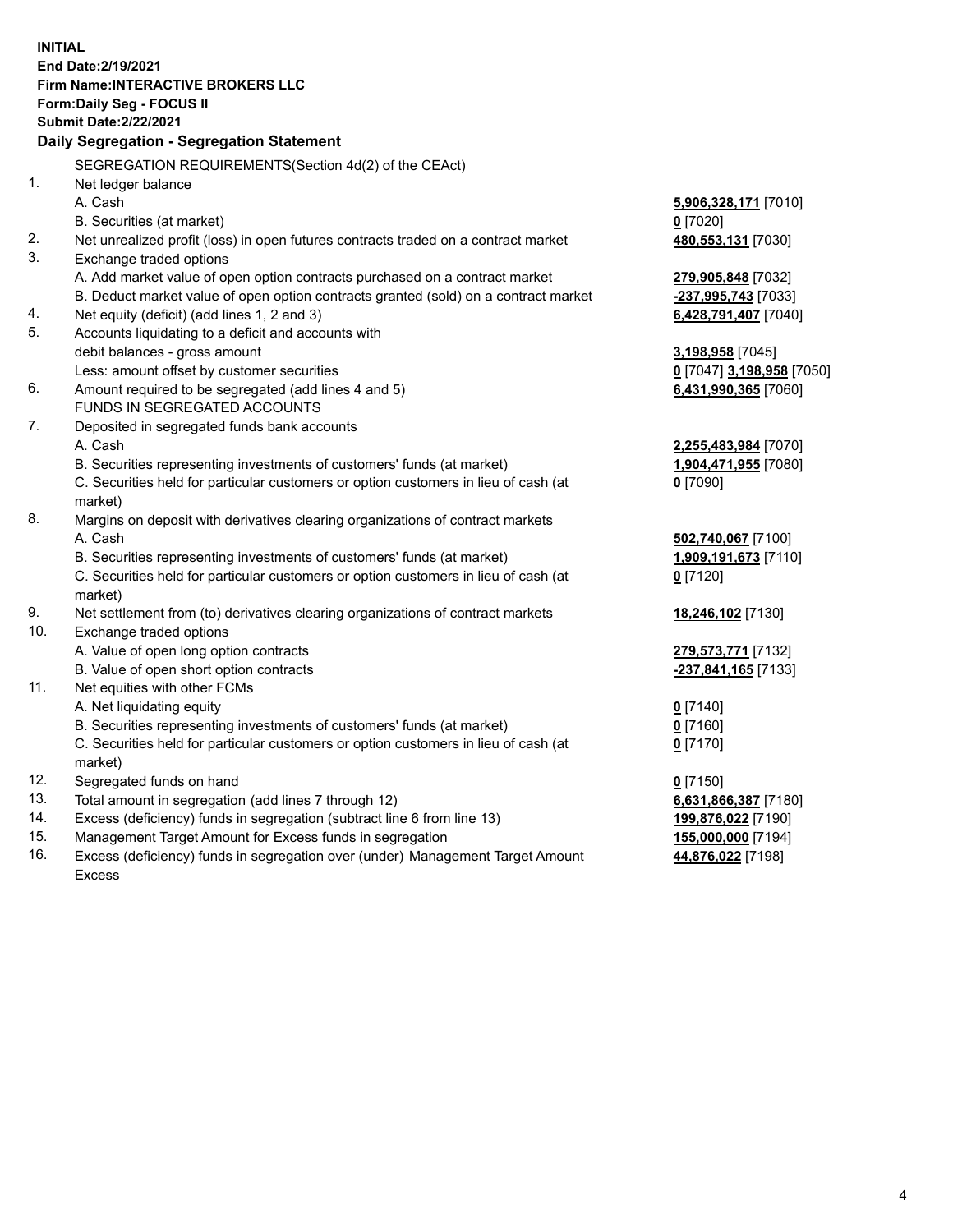**INITIAL**
**End Date:2/19/2021**
**Firm Name:INTERACTIVE BROKERS LLC**
**Form:Daily Seg - FOCUS II**
**Submit Date:2/22/2021**

**Daily Segregation - Segregation Statement**

| | | |
|---|---|---|
| | SEGREGATION REQUIREMENTS(Section 4d(2) of the CEAct) | |
| 1. | Net ledger balance | |
| | A. Cash | **5,906,328,171** [7010] |
| | B. Securities (at market) | **0** [7020] |
| 2. | Net unrealized profit (loss) in open futures contracts traded on a contract market | **480,553,131** [7030] |
| 3. | Exchange traded options | |
| | A. Add market value of open option contracts purchased on a contract market | **279,905,848** [7032] |
| | B. Deduct market value of open option contracts granted (sold) on a contract market | **-237,995,743** [7033] |
| 4. | Net equity (deficit) (add lines 1, 2 and 3) | **6,428,791,407** [7040] |
| 5. | Accounts liquidating to a deficit and accounts with | |
| | debit balances - gross amount | **3,198,958** [7045] |
| | Less: amount offset by customer securities | **0** [7047] **3,198,958** [7050] |
| 6. | Amount required to be segregated (add lines 4 and 5) | **6,431,990,365** [7060] |
| | FUNDS IN SEGREGATED ACCOUNTS | |
| 7. | Deposited in segregated funds bank accounts | |
| | A. Cash | **2,255,483,984** [7070] |
| | B. Securities representing investments of customers' funds (at market) | **1,904,471,955** [7080] |
| | C. Securities held for particular customers or option customers in lieu of cash (at market) | **0** [7090] |
| 8. | Margins on deposit with derivatives clearing organizations of contract markets | |
| | A. Cash | **502,740,067** [7100] |
| | B. Securities representing investments of customers' funds (at market) | **1,909,191,673** [7110] |
| | C. Securities held for particular customers or option customers in lieu of cash (at market) | **0** [7120] |
| 9. | Net settlement from (to) derivatives clearing organizations of contract markets | **18,246,102** [7130] |
| 10. | Exchange traded options | |
| | A. Value of open long option contracts | **279,573,771** [7132] |
| | B. Value of open short option contracts | **-237,841,165** [7133] |
| 11. | Net equities with other FCMs | |
| | A. Net liquidating equity | **0** [7140] |
| | B. Securities representing investments of customers' funds (at market) | **0** [7160] |
| | C. Securities held for particular customers or option customers in lieu of cash (at market) | **0** [7170] |
| 12. | Segregated funds on hand | **0** [7150] |
| 13. | Total amount in segregation (add lines 7 through 12) | **6,631,866,387** [7180] |
| 14. | Excess (deficiency) funds in segregation (subtract line 6 from line 13) | **199,876,022** [7190] |
| 15. | Management Target Amount for Excess funds in segregation | **155,000,000** [7194] |
| 16. | Excess (deficiency) funds in segregation over (under) Management Target Amount Excess | **44,876,022** [7198] |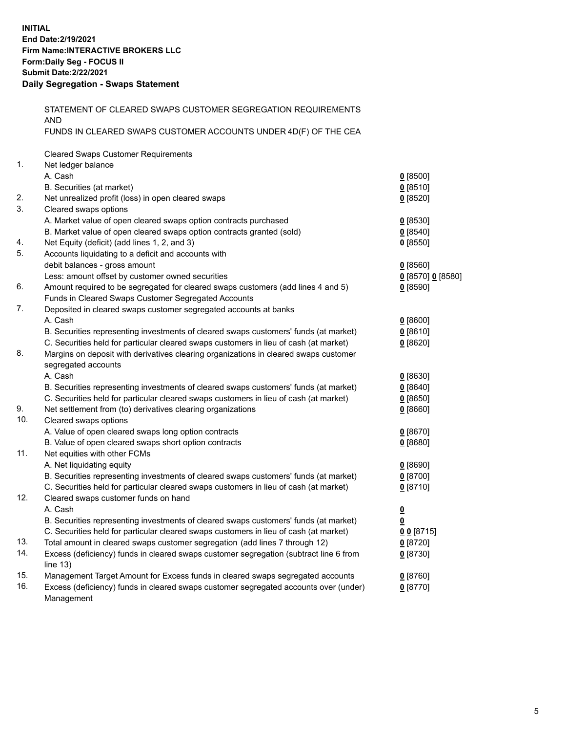**INITIAL**
**End Date:2/19/2021**
**Firm Name:INTERACTIVE BROKERS LLC**
**Form:Daily Seg - FOCUS II**
**Submit Date:2/22/2021**
**Daily Segregation - Swaps Statement**

STATEMENT OF CLEARED SWAPS CUSTOMER SEGREGATION REQUIREMENTS AND FUNDS IN CLEARED SWAPS CUSTOMER ACCOUNTS UNDER 4D(F) OF THE CEA

| | | |
|---|---|---|
| | Cleared Swaps Customer Requirements | |
| 1. | Net ledger balance | |
| | A. Cash | 0 [8500] |
| | B. Securities (at market) | 0 [8510] |
| 2. | Net unrealized profit (loss) in open cleared swaps | 0 [8520] |
| 3. | Cleared swaps options | |
| | A. Market value of open cleared swaps option contracts purchased | 0 [8530] |
| | B. Market value of open cleared swaps option contracts granted (sold) | 0 [8540] |
| 4. | Net Equity (deficit) (add lines 1, 2, and 3) | 0 [8550] |
| 5. | Accounts liquidating to a deficit and accounts with | |
| | debit balances - gross amount | 0 [8560] |
| | Less: amount offset by customer owned securities | 0 [8570] 0 [8580] |
| 6. | Amount required to be segregated for cleared swaps customers (add lines 4 and 5) | 0 [8590] |
| | Funds in Cleared Swaps Customer Segregated Accounts | |
| 7. | Deposited in cleared swaps customer segregated accounts at banks | |
| | A. Cash | 0 [8600] |
| | B. Securities representing investments of cleared swaps customers' funds (at market) | 0 [8610] |
| | C. Securities held for particular cleared swaps customers in lieu of cash (at market) | 0 [8620] |
| 8. | Margins on deposit with derivatives clearing organizations in cleared swaps customer segregated accounts | |
| | A. Cash | 0 [8630] |
| | B. Securities representing investments of cleared swaps customers' funds (at market) | 0 [8640] |
| | C. Securities held for particular cleared swaps customers in lieu of cash (at market) | 0 [8650] |
| 9. | Net settlement from (to) derivatives clearing organizations | 0 [8660] |
| 10. | Cleared swaps options | |
| | A. Value of open cleared swaps long option contracts | 0 [8670] |
| | B. Value of open cleared swaps short option contracts | 0 [8680] |
| 11. | Net equities with other FCMs | |
| | A. Net liquidating equity | 0 [8690] |
| | B. Securities representing investments of cleared swaps customers' funds (at market) | 0 [8700] |
| | C. Securities held for particular cleared swaps customers in lieu of cash (at market) | 0 [8710] |
| 12. | Cleared swaps customer funds on hand | |
| | A. Cash | 0 |
| | B. Securities representing investments of cleared swaps customers' funds (at market) | 0 |
| | C. Securities held for particular cleared swaps customers in lieu of cash (at market) | 0 0 [8715] |
| 13. | Total amount in cleared swaps customer segregation (add lines 7 through 12) | 0 [8720] |
| 14. | Excess (deficiency) funds in cleared swaps customer segregation (subtract line 6 from line 13) | 0 [8730] |
| 15. | Management Target Amount for Excess funds in cleared swaps segregated accounts | 0 [8760] |
| 16. | Excess (deficiency) funds in cleared swaps customer segregated accounts over (under) Management | 0 [8770] |